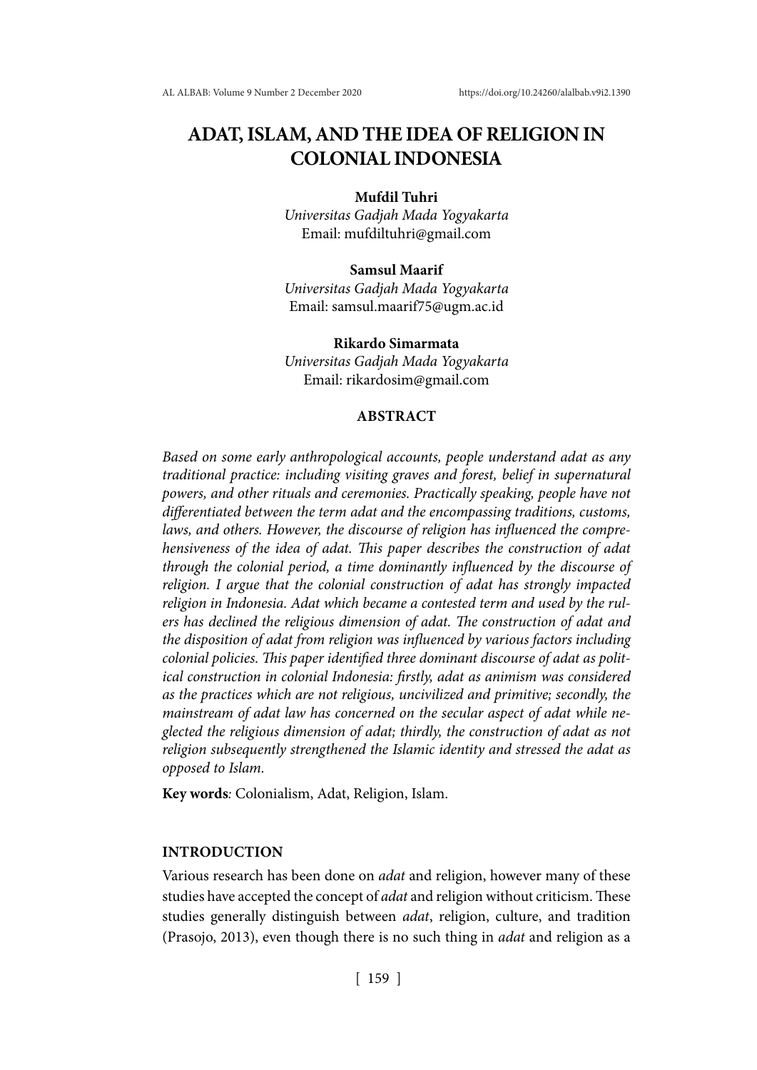# ADAT, ISLAM, AND THE IDEA OF RELIGION IN COLONIAL INDONESIA

**Mufdil Tuhri**
*Universitas Gadjah Mada Yogyakarta*
Email: mufdiltuhri@gmail.com

**Samsul Maarif**
*Universitas Gadjah Mada Yogyakarta*
Email: samsul.maarif75@ugm.ac.id

**Rikardo Simarmata**
*Universitas Gadjah Mada Yogyakarta*
Email: rikardosim@gmail.com

## ABSTRACT

*Based on some early anthropological accounts, people understand adat as any traditional practice: including visiting graves and forest, belief in supernatural powers, and other rituals and ceremonies. Practically speaking, people have not differentiated between the term adat and the encompassing traditions, customs, laws, and others. However, the discourse of religion has influenced the comprehensiveness of the idea of adat. This paper describes the construction of adat through the colonial period, a time dominantly influenced by the discourse of religion. I argue that the colonial construction of adat has strongly impacted religion in Indonesia. Adat which became a contested term and used by the rulers has declined the religious dimension of adat. The construction of adat and the disposition of adat from religion was influenced by various factors including colonial policies. This paper identified three dominant discourse of adat as political construction in colonial Indonesia: firstly, adat as animism was considered as the practices which are not religious, uncivilized and primitive; secondly, the mainstream of adat law has concerned on the secular aspect of adat while neglected the religious dimension of adat; thirdly, the construction of adat as not religion subsequently strengthened the Islamic identity and stressed the adat as opposed to Islam.*

**Key words**: Colonialism, Adat, Religion, Islam.

## INTRODUCTION

Various research has been done on *adat* and religion, however many of these studies have accepted the concept of *adat* and religion without criticism. These studies generally distinguish between *adat*, religion, culture, and tradition (Prasojo, 2013), even though there is no such thing in *adat* and religion as a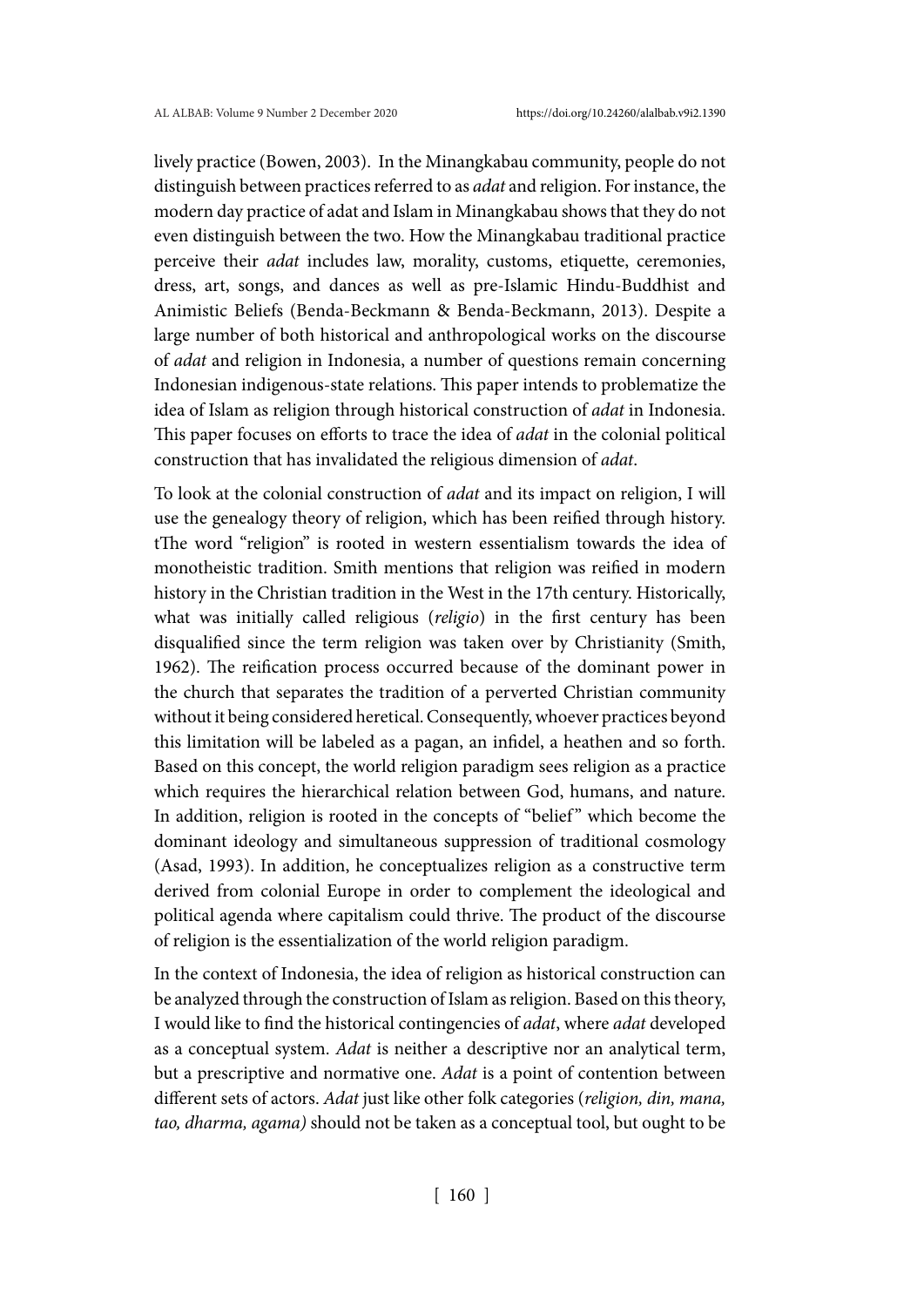lively practice (Bowen, 2003). In the Minangkabau community, people do not distinguish between practices referred to as *adat* and religion. For instance, the modern day practice of adat and Islam in Minangkabau shows that they do not even distinguish between the two. How the Minangkabau traditional practice perceive their *adat* includes law, morality, customs, etiquette, ceremonies, dress, art, songs, and dances as well as pre-Islamic Hindu-Buddhist and Animistic Beliefs (Benda-Beckmann & Benda-Beckmann, 2013). Despite a large number of both historical and anthropological works on the discourse of *adat* and religion in Indonesia, a number of questions remain concerning Indonesian indigenous-state relations. This paper intends to problematize the idea of Islam as religion through historical construction of *adat* in Indonesia. This paper focuses on efforts to trace the idea of *adat* in the colonial political construction that has invalidated the religious dimension of *adat*.

To look at the colonial construction of *adat* and its impact on religion, I will use the genealogy theory of religion, which has been reified through history. tThe word "religion" is rooted in western essentialism towards the idea of monotheistic tradition. Smith mentions that religion was reified in modern history in the Christian tradition in the West in the 17th century. Historically, what was initially called religious (*religio*) in the first century has been disqualified since the term religion was taken over by Christianity (Smith, 1962). The reification process occurred because of the dominant power in the church that separates the tradition of a perverted Christian community without it being considered heretical. Consequently, whoever practices beyond this limitation will be labeled as a pagan, an infidel, a heathen and so forth. Based on this concept, the world religion paradigm sees religion as a practice which requires the hierarchical relation between God, humans, and nature. In addition, religion is rooted in the concepts of "belief" which become the dominant ideology and simultaneous suppression of traditional cosmology (Asad, 1993). In addition, he conceptualizes religion as a constructive term derived from colonial Europe in order to complement the ideological and political agenda where capitalism could thrive. The product of the discourse of religion is the essentialization of the world religion paradigm.

In the context of Indonesia, the idea of religion as historical construction can be analyzed through the construction of Islam as religion. Based on this theory, I would like to find the historical contingencies of *adat*, where *adat* developed as a conceptual system. *Adat* is neither a descriptive nor an analytical term, but a prescriptive and normative one. *Adat* is a point of contention between different sets of actors. *Adat* just like other folk categories (*religion, din, mana, tao, dharma, agama)* should not be taken as a conceptual tool, but ought to be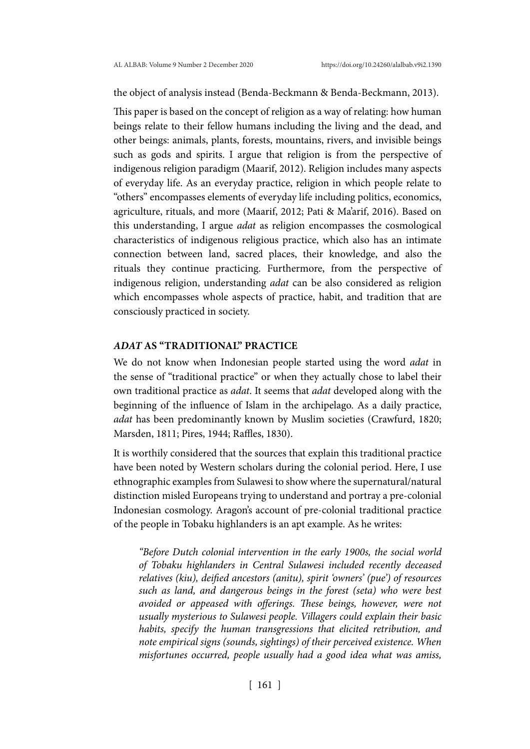the object of analysis instead (Benda-Beckmann & Benda-Beckmann, 2013).

This paper is based on the concept of religion as a way of relating: how human beings relate to their fellow humans including the living and the dead, and other beings: animals, plants, forests, mountains, rivers, and invisible beings such as gods and spirits. I argue that religion is from the perspective of indigenous religion paradigm (Maarif, 2012). Religion includes many aspects of everyday life. As an everyday practice, religion in which people relate to "others" encompasses elements of everyday life including politics, economics, agriculture, rituals, and more (Maarif, 2012; Pati & Ma'arif, 2016). Based on this understanding, I argue *adat* as religion encompasses the cosmological characteristics of indigenous religious practice, which also has an intimate connection between land, sacred places, their knowledge, and also the rituals they continue practicing. Furthermore, from the perspective of indigenous religion, understanding *adat* can be also considered as religion which encompasses whole aspects of practice, habit, and tradition that are consciously practiced in society.

## *ADAT* AS "TRADITIONAL" PRACTICE

We do not know when Indonesian people started using the word *adat* in the sense of "traditional practice" or when they actually chose to label their own traditional practice as *adat*. It seems that *adat* developed along with the beginning of the influence of Islam in the archipelago. As a daily practice, *adat* has been predominantly known by Muslim societies (Crawfurd, 1820; Marsden, 1811; Pires, 1944; Raffles, 1830).

It is worthily considered that the sources that explain this traditional practice have been noted by Western scholars during the colonial period. Here, I use ethnographic examples from Sulawesi to show where the supernatural/natural distinction misled Europeans trying to understand and portray a pre-colonial Indonesian cosmology. Aragon's account of pre-colonial traditional practice of the people in Tobaku highlanders is an apt example. As he writes:

> *"Before Dutch colonial intervention in the early 1900s, the social world of Tobaku highlanders in Central Sulawesi included recently deceased relatives (kiu), deified ancestors (anitu), spirit 'owners' (pue') of resources such as land, and dangerous beings in the forest (seta) who were best avoided or appeased with offerings. These beings, however, were not usually mysterious to Sulawesi people. Villagers could explain their basic habits, specify the human transgressions that elicited retribution, and note empirical signs (sounds, sightings) of their perceived existence. When misfortunes occurred, people usually had a good idea what was amiss,*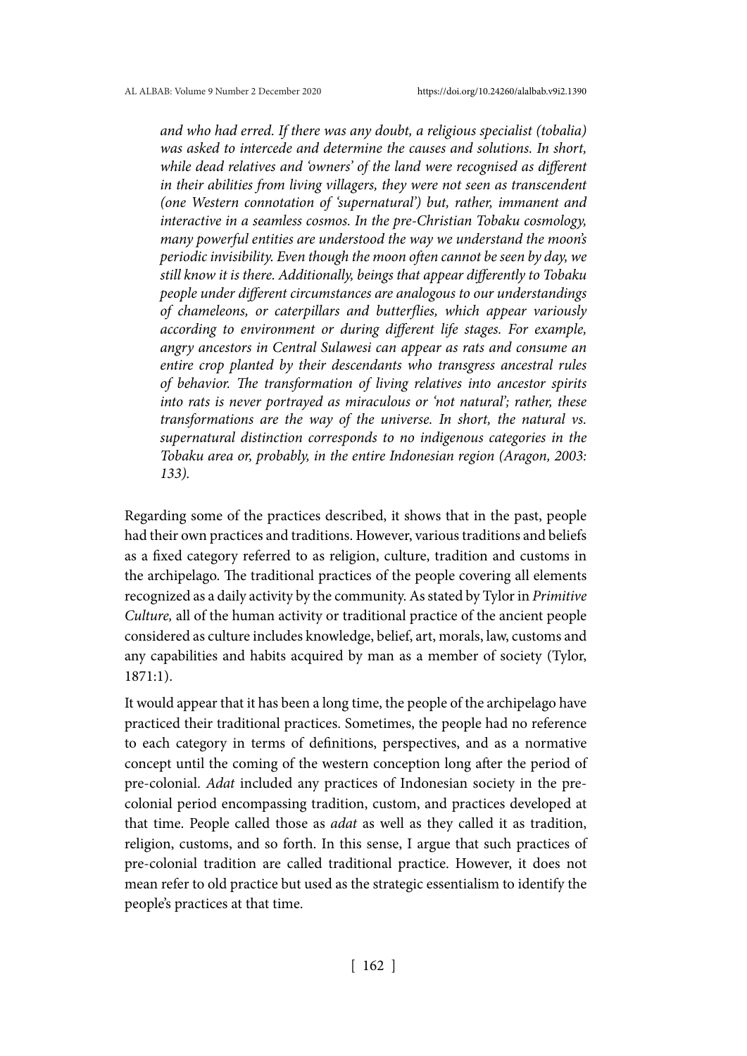*and who had erred. If there was any doubt, a religious specialist (tobalia) was asked to intercede and determine the causes and solutions. In short, while dead relatives and 'owners' of the land were recognised as different in their abilities from living villagers, they were not seen as transcendent (one Western connotation of 'supernatural') but, rather, immanent and interactive in a seamless cosmos. In the pre-Christian Tobaku cosmology, many powerful entities are understood the way we understand the moon's periodic invisibility. Even though the moon often cannot be seen by day, we still know it is there. Additionally, beings that appear differently to Tobaku people under different circumstances are analogous to our understandings of chameleons, or caterpillars and butterflies, which appear variously according to environment or during different life stages. For example, angry ancestors in Central Sulawesi can appear as rats and consume an entire crop planted by their descendants who transgress ancestral rules of behavior. The transformation of living relatives into ancestor spirits into rats is never portrayed as miraculous or 'not natural'; rather, these transformations are the way of the universe. In short, the natural vs. supernatural distinction corresponds to no indigenous categories in the Tobaku area or, probably, in the entire Indonesian region (Aragon, 2003: 133).*

Regarding some of the practices described, it shows that in the past, people had their own practices and traditions. However, various traditions and beliefs as a fixed category referred to as religion, culture, tradition and customs in the archipelago. The traditional practices of the people covering all elements recognized as a daily activity by the community. As stated by Tylor in *Primitive Culture,* all of the human activity or traditional practice of the ancient people considered as culture includes knowledge, belief, art, morals, law, customs and any capabilities and habits acquired by man as a member of society (Tylor, 1871:1).

It would appear that it has been a long time, the people of the archipelago have practiced their traditional practices. Sometimes, the people had no reference to each category in terms of definitions, perspectives, and as a normative concept until the coming of the western conception long after the period of pre-colonial. *Adat* included any practices of Indonesian society in the pre-colonial period encompassing tradition, custom, and practices developed at that time. People called those as *adat* as well as they called it as tradition, religion, customs, and so forth. In this sense, I argue that such practices of pre-colonial tradition are called traditional practice. However, it does not mean refer to old practice but used as the strategic essentialism to identify the people's practices at that time.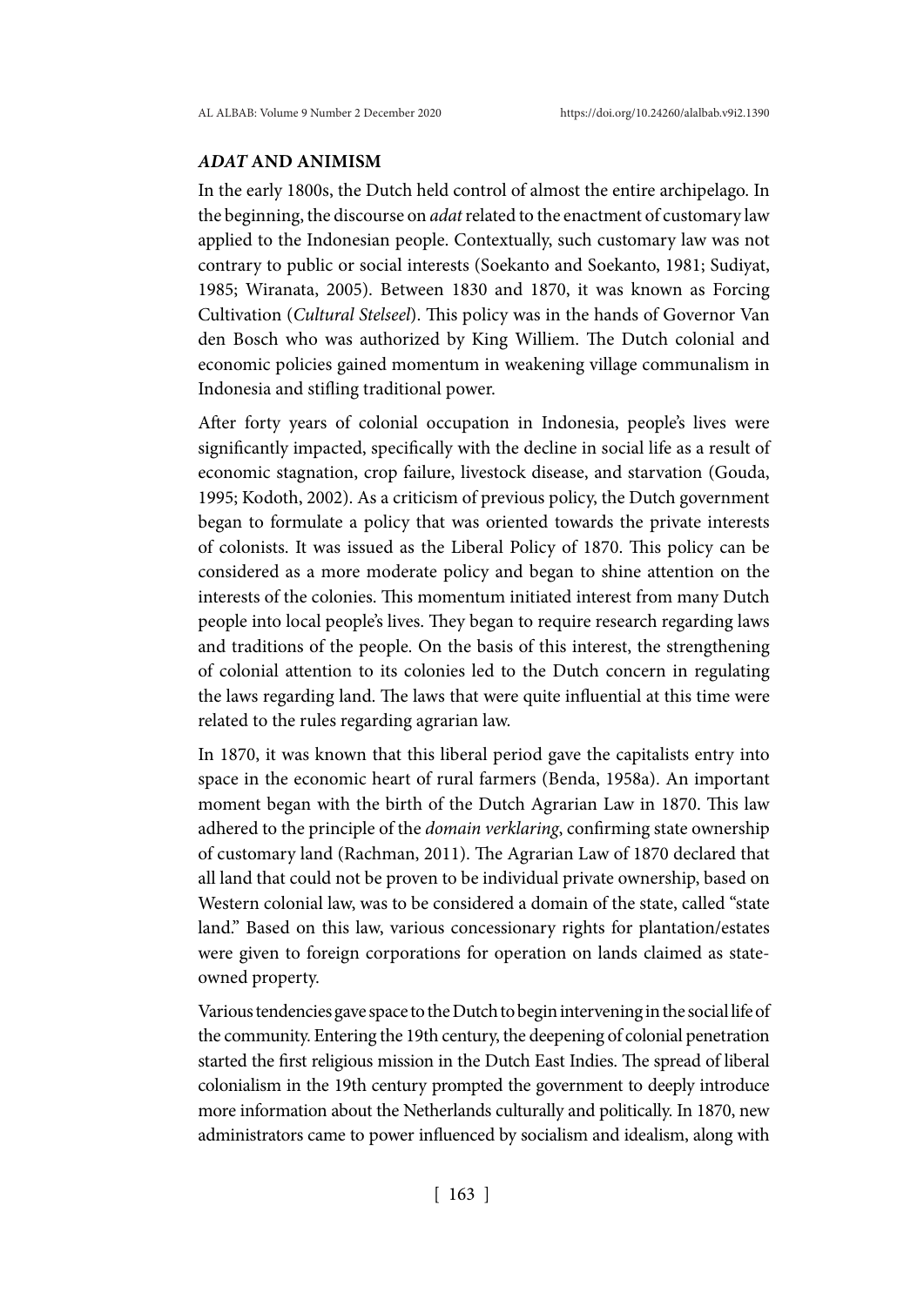## *ADAT* AND ANIMISM

In the early 1800s, the Dutch held control of almost the entire archipelago. In the beginning, the discourse on *adat* related to the enactment of customary law applied to the Indonesian people. Contextually, such customary law was not contrary to public or social interests (Soekanto and Soekanto, 1981; Sudiyat, 1985; Wiranata, 2005). Between 1830 and 1870, it was known as Forcing Cultivation (*Cultural Stelseel*). This policy was in the hands of Governor Van den Bosch who was authorized by King Williem. The Dutch colonial and economic policies gained momentum in weakening village communalism in Indonesia and stifling traditional power.

After forty years of colonial occupation in Indonesia, people's lives were significantly impacted, specifically with the decline in social life as a result of economic stagnation, crop failure, livestock disease, and starvation (Gouda, 1995; Kodoth, 2002). As a criticism of previous policy, the Dutch government began to formulate a policy that was oriented towards the private interests of colonists. It was issued as the Liberal Policy of 1870. This policy can be considered as a more moderate policy and began to shine attention on the interests of the colonies. This momentum initiated interest from many Dutch people into local people's lives. They began to require research regarding laws and traditions of the people. On the basis of this interest, the strengthening of colonial attention to its colonies led to the Dutch concern in regulating the laws regarding land. The laws that were quite influential at this time were related to the rules regarding agrarian law.

In 1870, it was known that this liberal period gave the capitalists entry into space in the economic heart of rural farmers (Benda, 1958a). An important moment began with the birth of the Dutch Agrarian Law in 1870. This law adhered to the principle of the *domain verklaring*, confirming state ownership of customary land (Rachman, 2011). The Agrarian Law of 1870 declared that all land that could not be proven to be individual private ownership, based on Western colonial law, was to be considered a domain of the state, called "state land." Based on this law, various concessionary rights for plantation/estates were given to foreign corporations for operation on lands claimed as state-owned property.

Various tendencies gave space to the Dutch to begin intervening in the social life of the community. Entering the 19th century, the deepening of colonial penetration started the first religious mission in the Dutch East Indies. The spread of liberal colonialism in the 19th century prompted the government to deeply introduce more information about the Netherlands culturally and politically. In 1870, new administrators came to power influenced by socialism and idealism, along with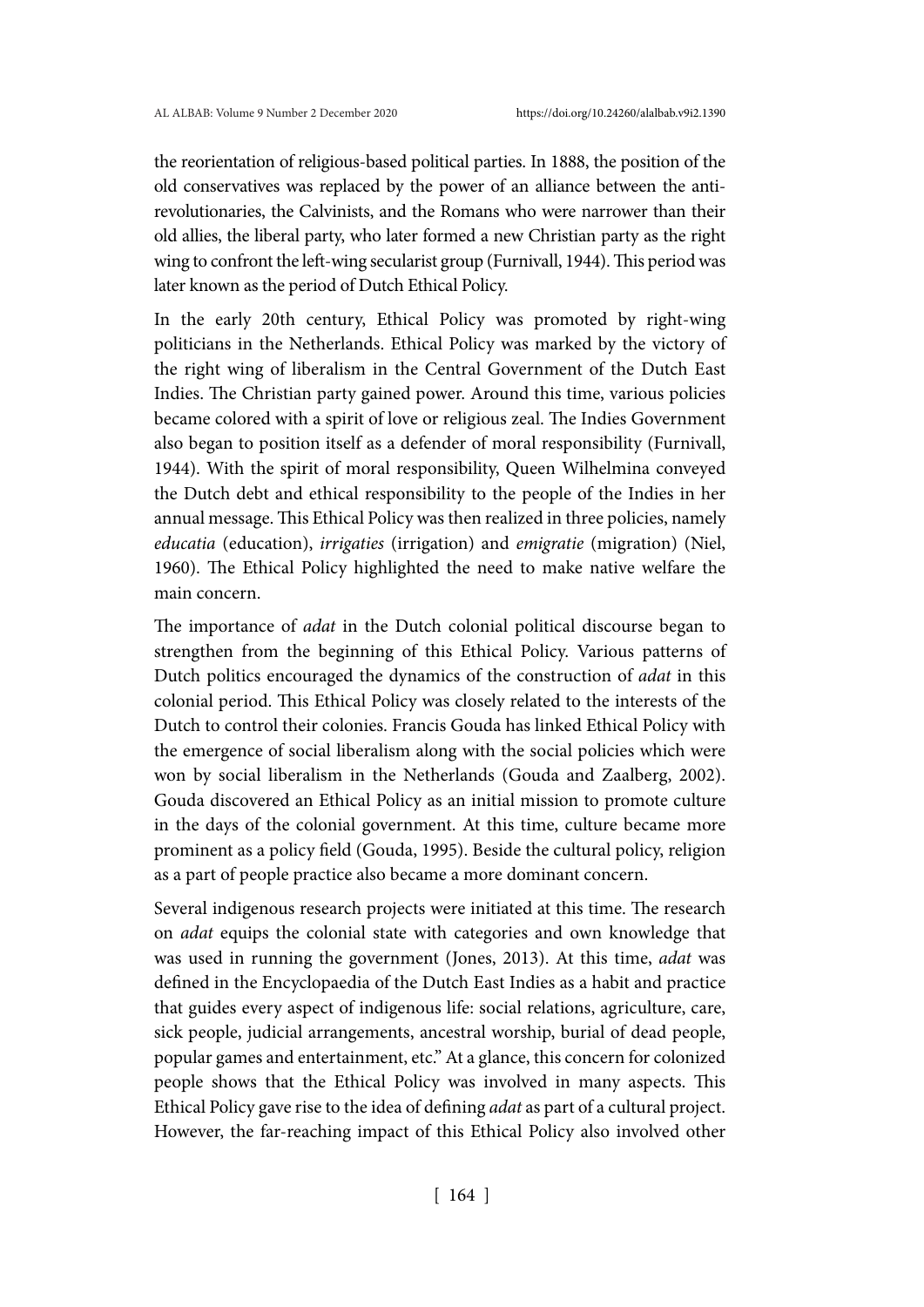the reorientation of religious-based political parties. In 1888, the position of the old conservatives was replaced by the power of an alliance between the anti-revolutionaries, the Calvinists, and the Romans who were narrower than their old allies, the liberal party, who later formed a new Christian party as the right wing to confront the left-wing secularist group (Furnivall, 1944). This period was later known as the period of Dutch Ethical Policy.

In the early 20th century, Ethical Policy was promoted by right-wing politicians in the Netherlands. Ethical Policy was marked by the victory of the right wing of liberalism in the Central Government of the Dutch East Indies. The Christian party gained power. Around this time, various policies became colored with a spirit of love or religious zeal. The Indies Government also began to position itself as a defender of moral responsibility (Furnivall, 1944). With the spirit of moral responsibility, Queen Wilhelmina conveyed the Dutch debt and ethical responsibility to the people of the Indies in her annual message. This Ethical Policy was then realized in three policies, namely *educatia* (education), *irrigaties* (irrigation) and *emigratie* (migration) (Niel, 1960). The Ethical Policy highlighted the need to make native welfare the main concern.

The importance of *adat* in the Dutch colonial political discourse began to strengthen from the beginning of this Ethical Policy. Various patterns of Dutch politics encouraged the dynamics of the construction of *adat* in this colonial period. This Ethical Policy was closely related to the interests of the Dutch to control their colonies. Francis Gouda has linked Ethical Policy with the emergence of social liberalism along with the social policies which were won by social liberalism in the Netherlands (Gouda and Zaalberg, 2002). Gouda discovered an Ethical Policy as an initial mission to promote culture in the days of the colonial government. At this time, culture became more prominent as a policy field (Gouda, 1995). Beside the cultural policy, religion as a part of people practice also became a more dominant concern.

Several indigenous research projects were initiated at this time. The research on *adat* equips the colonial state with categories and own knowledge that was used in running the government (Jones, 2013). At this time, *adat* was defined in the Encyclopaedia of the Dutch East Indies as a habit and practice that guides every aspect of indigenous life: social relations, agriculture, care, sick people, judicial arrangements, ancestral worship, burial of dead people, popular games and entertainment, etc." At a glance, this concern for colonized people shows that the Ethical Policy was involved in many aspects. This Ethical Policy gave rise to the idea of defining *adat* as part of a cultural project. However, the far-reaching impact of this Ethical Policy also involved other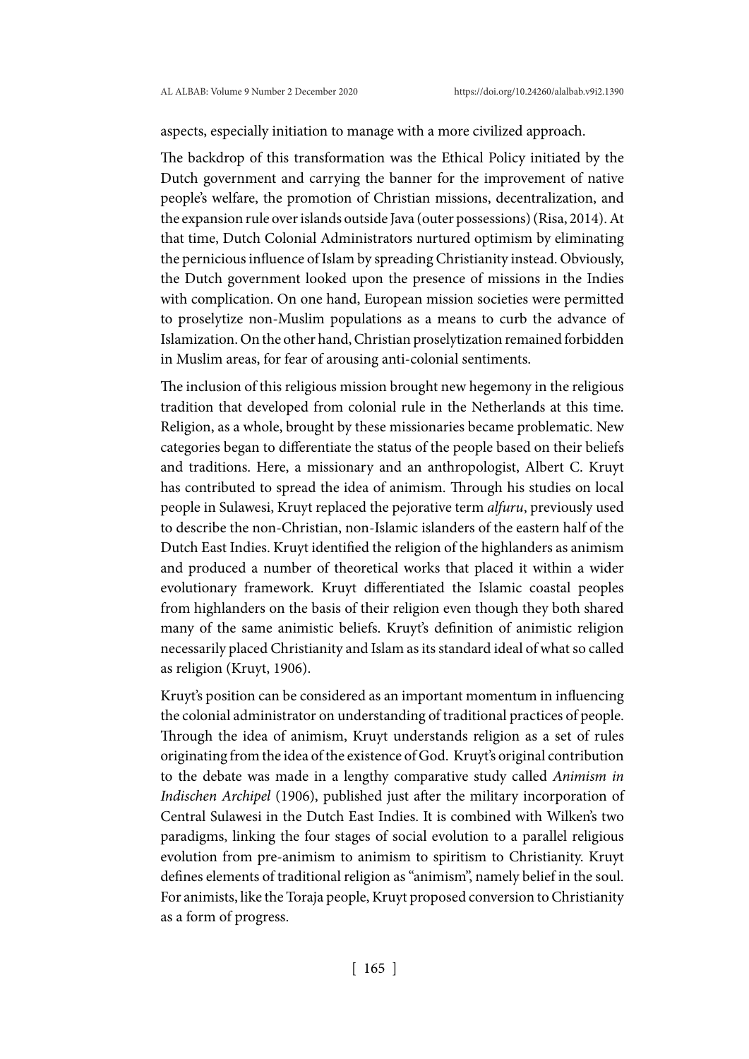aspects, especially initiation to manage with a more civilized approach.

The backdrop of this transformation was the Ethical Policy initiated by the Dutch government and carrying the banner for the improvement of native people's welfare, the promotion of Christian missions, decentralization, and the expansion rule over islands outside Java (outer possessions) (Risa, 2014). At that time, Dutch Colonial Administrators nurtured optimism by eliminating the pernicious influence of Islam by spreading Christianity instead. Obviously, the Dutch government looked upon the presence of missions in the Indies with complication. On one hand, European mission societies were permitted to proselytize non-Muslim populations as a means to curb the advance of Islamization. On the other hand, Christian proselytization remained forbidden in Muslim areas, for fear of arousing anti-colonial sentiments.

The inclusion of this religious mission brought new hegemony in the religious tradition that developed from colonial rule in the Netherlands at this time. Religion, as a whole, brought by these missionaries became problematic. New categories began to differentiate the status of the people based on their beliefs and traditions. Here, a missionary and an anthropologist, Albert C. Kruyt has contributed to spread the idea of animism. Through his studies on local people in Sulawesi, Kruyt replaced the pejorative term *alfuru*, previously used to describe the non-Christian, non-Islamic islanders of the eastern half of the Dutch East Indies. Kruyt identified the religion of the highlanders as animism and produced a number of theoretical works that placed it within a wider evolutionary framework. Kruyt differentiated the Islamic coastal peoples from highlanders on the basis of their religion even though they both shared many of the same animistic beliefs. Kruyt's definition of animistic religion necessarily placed Christianity and Islam as its standard ideal of what so called as religion (Kruyt, 1906).

Kruyt's position can be considered as an important momentum in influencing the colonial administrator on understanding of traditional practices of people. Through the idea of animism, Kruyt understands religion as a set of rules originating from the idea of the existence of God. Kruyt's original contribution to the debate was made in a lengthy comparative study called *Animism in Indischen Archipel* (1906), published just after the military incorporation of Central Sulawesi in the Dutch East Indies. It is combined with Wilken's two paradigms, linking the four stages of social evolution to a parallel religious evolution from pre-animism to animism to spiritism to Christianity. Kruyt defines elements of traditional religion as "animism", namely belief in the soul. For animists, like the Toraja people, Kruyt proposed conversion to Christianity as a form of progress.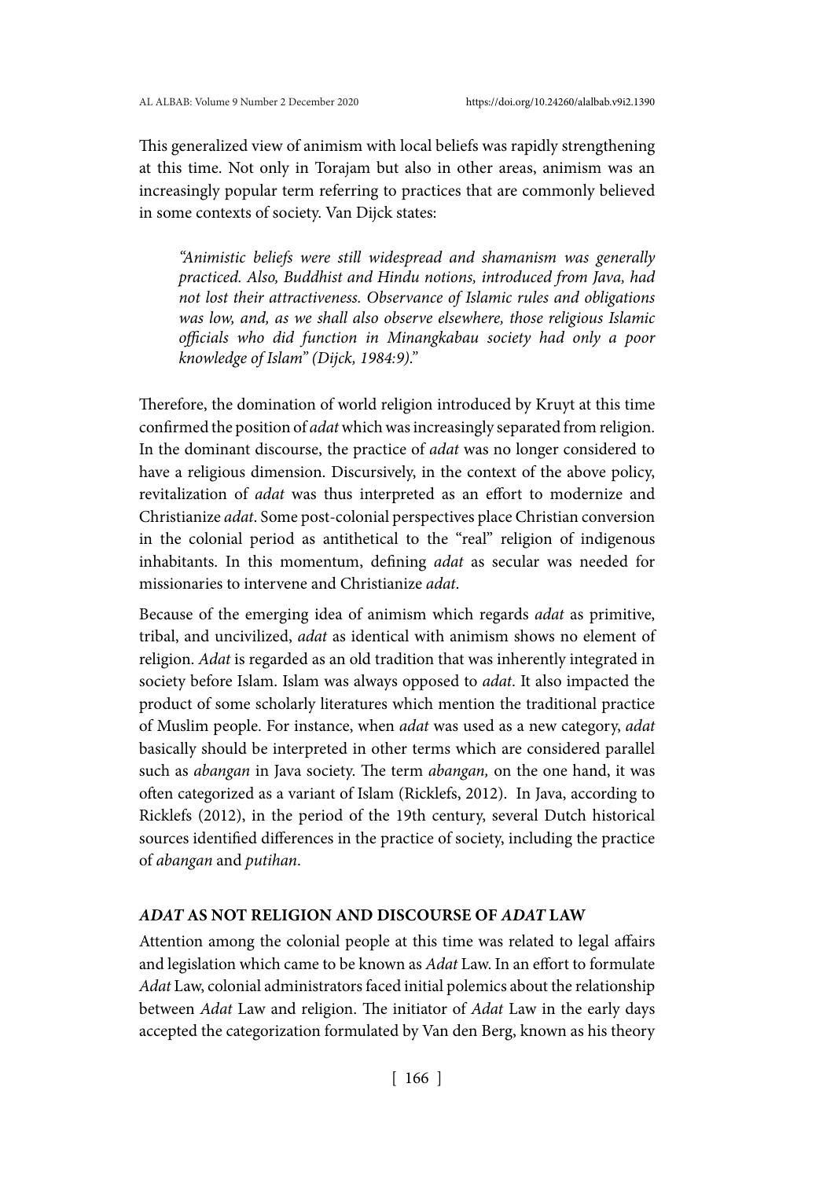This generalized view of animism with local beliefs was rapidly strengthening at this time. Not only in Torajam but also in other areas, animism was an increasingly popular term referring to practices that are commonly believed in some contexts of society. Van Dijck states:

> *"Animistic beliefs were still widespread and shamanism was generally practiced. Also, Buddhist and Hindu notions, introduced from Java, had not lost their attractiveness. Observance of Islamic rules and obligations was low, and, as we shall also observe elsewhere, those religious Islamic officials who did function in Minangkabau society had only a poor knowledge of Islam" (Dijck, 1984:9)."*

Therefore, the domination of world religion introduced by Kruyt at this time confirmed the position of *adat* which was increasingly separated from religion. In the dominant discourse, the practice of *adat* was no longer considered to have a religious dimension. Discursively, in the context of the above policy, revitalization of *adat* was thus interpreted as an effort to modernize and Christianize *adat*. Some post-colonial perspectives place Christian conversion in the colonial period as antithetical to the "real" religion of indigenous inhabitants. In this momentum, defining *adat* as secular was needed for missionaries to intervene and Christianize *adat*.

Because of the emerging idea of animism which regards *adat* as primitive, tribal, and uncivilized, *adat* as identical with animism shows no element of religion. *Adat* is regarded as an old tradition that was inherently integrated in society before Islam. Islam was always opposed to *adat*. It also impacted the product of some scholarly literatures which mention the traditional practice of Muslim people. For instance, when *adat* was used as a new category, *adat* basically should be interpreted in other terms which are considered parallel such as *abangan* in Java society. The term *abangan,* on the one hand, it was often categorized as a variant of Islam (Ricklefs, 2012). In Java, according to Ricklefs (2012), in the period of the 19th century, several Dutch historical sources identified differences in the practice of society, including the practice of *abangan* and *putihan*.

## *ADAT* AS NOT RELIGION AND DISCOURSE OF *ADAT* LAW

Attention among the colonial people at this time was related to legal affairs and legislation which came to be known as *Adat* Law. In an effort to formulate *Adat* Law, colonial administrators faced initial polemics about the relationship between *Adat* Law and religion. The initiator of *Adat* Law in the early days accepted the categorization formulated by Van den Berg, known as his theory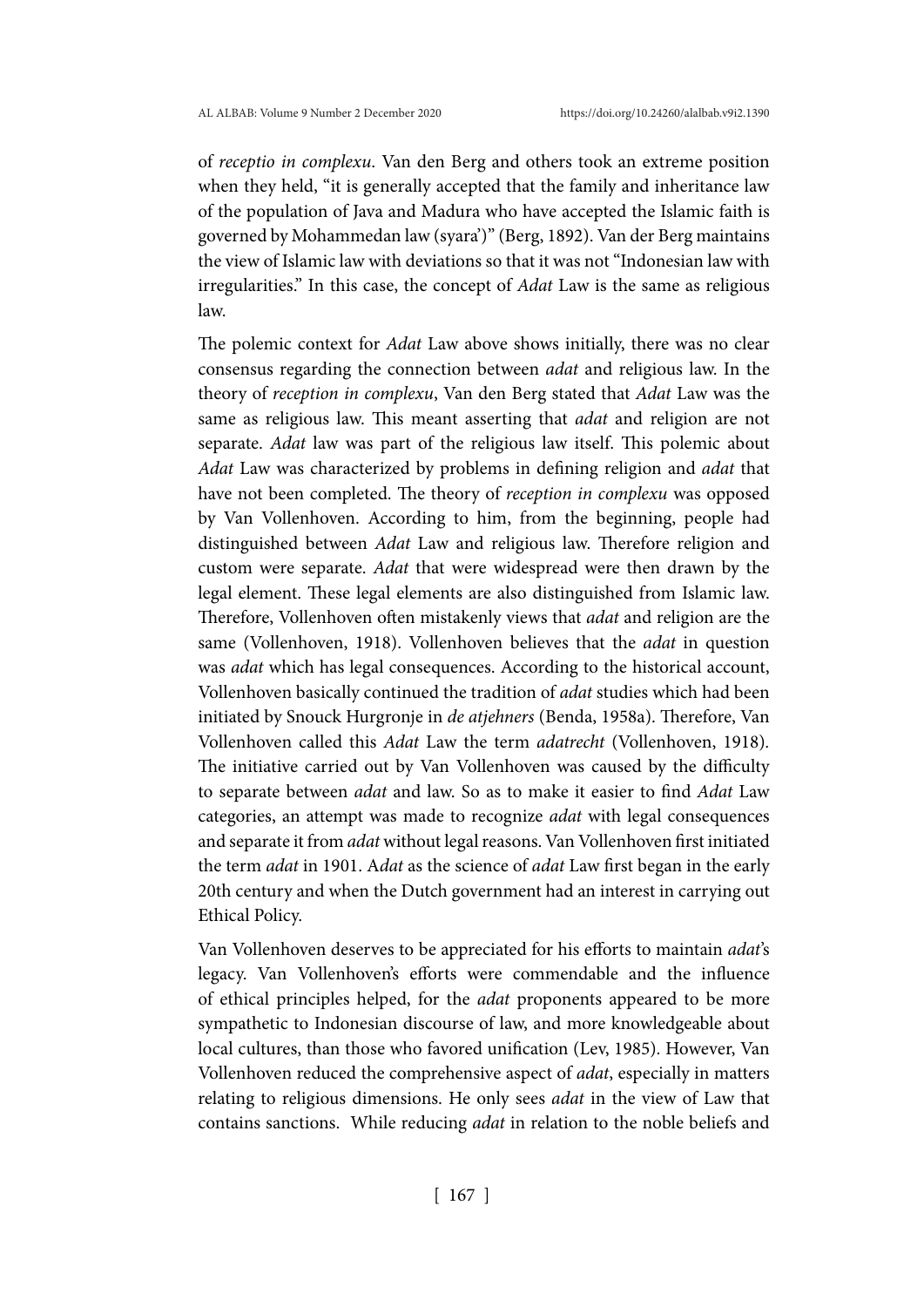of *receptio in complexu*. Van den Berg and others took an extreme position when they held, "it is generally accepted that the family and inheritance law of the population of Java and Madura who have accepted the Islamic faith is governed by Mohammedan law (syara')" (Berg, 1892). Van der Berg maintains the view of Islamic law with deviations so that it was not "Indonesian law with irregularities." In this case, the concept of *Adat* Law is the same as religious law.

The polemic context for *Adat* Law above shows initially, there was no clear consensus regarding the connection between *adat* and religious law. In the theory of *reception in complexu*, Van den Berg stated that *Adat* Law was the same as religious law. This meant asserting that *adat* and religion are not separate. *Adat* law was part of the religious law itself. This polemic about *Adat* Law was characterized by problems in defining religion and *adat* that have not been completed. The theory of *reception in complexu* was opposed by Van Vollenhoven. According to him, from the beginning, people had distinguished between *Adat* Law and religious law. Therefore religion and custom were separate. *Adat* that were widespread were then drawn by the legal element. These legal elements are also distinguished from Islamic law. Therefore, Vollenhoven often mistakenly views that *adat* and religion are the same (Vollenhoven, 1918). Vollenhoven believes that the *adat* in question was *adat* which has legal consequences. According to the historical account, Vollenhoven basically continued the tradition of *adat* studies which had been initiated by Snouck Hurgronje in *de atjehners* (Benda, 1958a). Therefore, Van Vollenhoven called this *Adat* Law the term *adatrecht* (Vollenhoven, 1918). The initiative carried out by Van Vollenhoven was caused by the difficulty to separate between *adat* and law. So as to make it easier to find *Adat* Law categories, an attempt was made to recognize *adat* with legal consequences and separate it from *adat* without legal reasons. Van Vollenhoven first initiated the term *adat* in 1901. A*dat* as the science of *adat* Law first began in the early 20th century and when the Dutch government had an interest in carrying out Ethical Policy.

Van Vollenhoven deserves to be appreciated for his efforts to maintain *adat*'s legacy. Van Vollenhoven's efforts were commendable and the influence of ethical principles helped, for the *adat* proponents appeared to be more sympathetic to Indonesian discourse of law, and more knowledgeable about local cultures, than those who favored unification (Lev, 1985). However, Van Vollenhoven reduced the comprehensive aspect of *adat*, especially in matters relating to religious dimensions. He only sees *adat* in the view of Law that contains sanctions. While reducing *adat* in relation to the noble beliefs and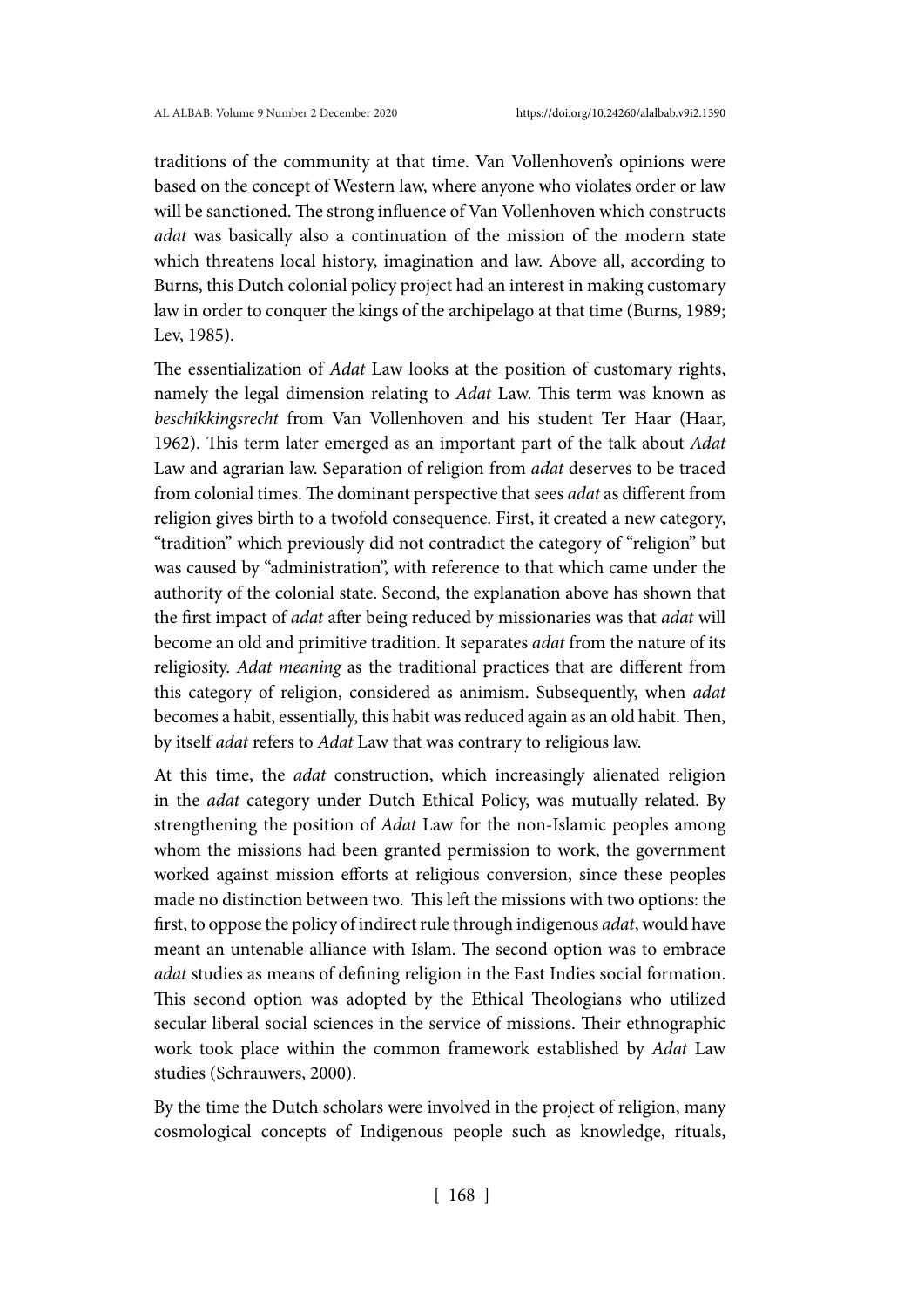traditions of the community at that time. Van Vollenhoven's opinions were based on the concept of Western law, where anyone who violates order or law will be sanctioned. The strong influence of Van Vollenhoven which constructs *adat* was basically also a continuation of the mission of the modern state which threatens local history, imagination and law. Above all, according to Burns, this Dutch colonial policy project had an interest in making customary law in order to conquer the kings of the archipelago at that time (Burns, 1989; Lev, 1985).

The essentialization of *Adat* Law looks at the position of customary rights, namely the legal dimension relating to *Adat* Law. This term was known as *beschikkingsrecht* from Van Vollenhoven and his student Ter Haar (Haar, 1962). This term later emerged as an important part of the talk about *Adat* Law and agrarian law. Separation of religion from *adat* deserves to be traced from colonial times. The dominant perspective that sees *adat* as different from religion gives birth to a twofold consequence. First, it created a new category, "tradition" which previously did not contradict the category of "religion" but was caused by "administration", with reference to that which came under the authority of the colonial state. Second, the explanation above has shown that the first impact of *adat* after being reduced by missionaries was that *adat* will become an old and primitive tradition. It separates *adat* from the nature of its religiosity. *Adat meaning* as the traditional practices that are different from this category of religion, considered as animism. Subsequently, when *adat* becomes a habit, essentially, this habit was reduced again as an old habit. Then, by itself *adat* refers to *Adat* Law that was contrary to religious law.

At this time, the *adat* construction, which increasingly alienated religion in the *adat* category under Dutch Ethical Policy, was mutually related. By strengthening the position of *Adat* Law for the non-Islamic peoples among whom the missions had been granted permission to work, the government worked against mission efforts at religious conversion, since these peoples made no distinction between two. This left the missions with two options: the first, to oppose the policy of indirect rule through indigenous *adat*, would have meant an untenable alliance with Islam. The second option was to embrace *adat* studies as means of defining religion in the East Indies social formation. This second option was adopted by the Ethical Theologians who utilized secular liberal social sciences in the service of missions. Their ethnographic work took place within the common framework established by *Adat* Law studies (Schrauwers, 2000).

By the time the Dutch scholars were involved in the project of religion, many cosmological concepts of Indigenous people such as knowledge, rituals,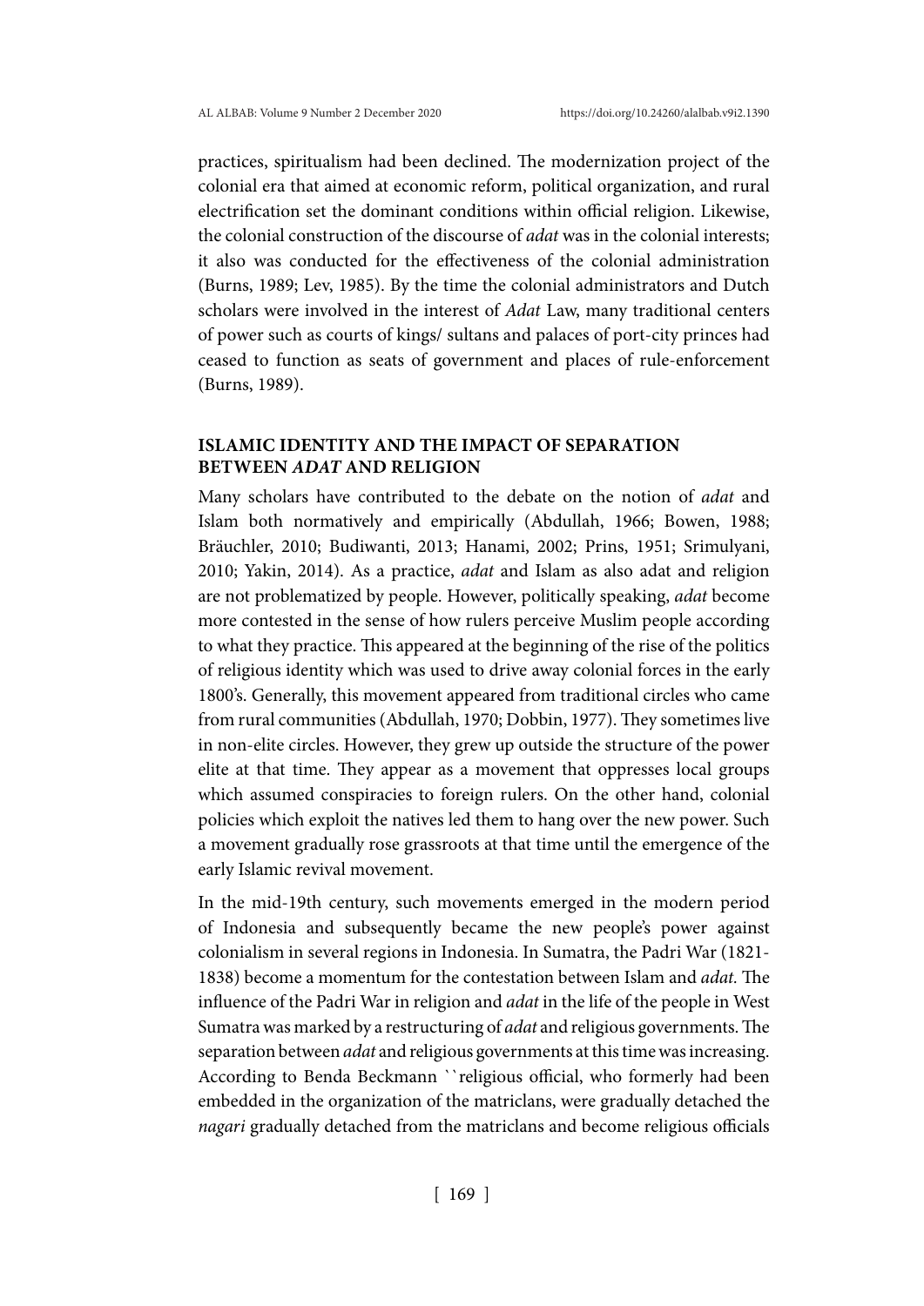practices, spiritualism had been declined. The modernization project of the colonial era that aimed at economic reform, political organization, and rural electrification set the dominant conditions within official religion. Likewise, the colonial construction of the discourse of *adat* was in the colonial interests; it also was conducted for the effectiveness of the colonial administration (Burns, 1989; Lev, 1985). By the time the colonial administrators and Dutch scholars were involved in the interest of *Adat* Law, many traditional centers of power such as courts of kings/ sultans and palaces of port-city princes had ceased to function as seats of government and places of rule-enforcement (Burns, 1989).

## ISLAMIC IDENTITY AND THE IMPACT OF SEPARATION BETWEEN *ADAT* AND RELIGION

Many scholars have contributed to the debate on the notion of *adat* and Islam both normatively and empirically (Abdullah, 1966; Bowen, 1988; Bräuchler, 2010; Budiwanti, 2013; Hanami, 2002; Prins, 1951; Srimulyani, 2010; Yakin, 2014). As a practice, *adat* and Islam as also adat and religion are not problematized by people. However, politically speaking, *adat* become more contested in the sense of how rulers perceive Muslim people according to what they practice. This appeared at the beginning of the rise of the politics of religious identity which was used to drive away colonial forces in the early 1800's. Generally, this movement appeared from traditional circles who came from rural communities (Abdullah, 1970; Dobbin, 1977). They sometimes live in non-elite circles. However, they grew up outside the structure of the power elite at that time. They appear as a movement that oppresses local groups which assumed conspiracies to foreign rulers. On the other hand, colonial policies which exploit the natives led them to hang over the new power. Such a movement gradually rose grassroots at that time until the emergence of the early Islamic revival movement.

In the mid-19th century, such movements emerged in the modern period of Indonesia and subsequently became the new people's power against colonialism in several regions in Indonesia. In Sumatra, the Padri War (1821-1838) become a momentum for the contestation between Islam and *adat*. The influence of the Padri War in religion and *adat* in the life of the people in West Sumatra was marked by a restructuring of *adat* and religious governments. The separation between *adat* and religious governments at this time was increasing. According to Benda Beckmann ``religious official, who formerly had been embedded in the organization of the matriclans, were gradually detached the *nagari* gradually detached from the matriclans and become religious officials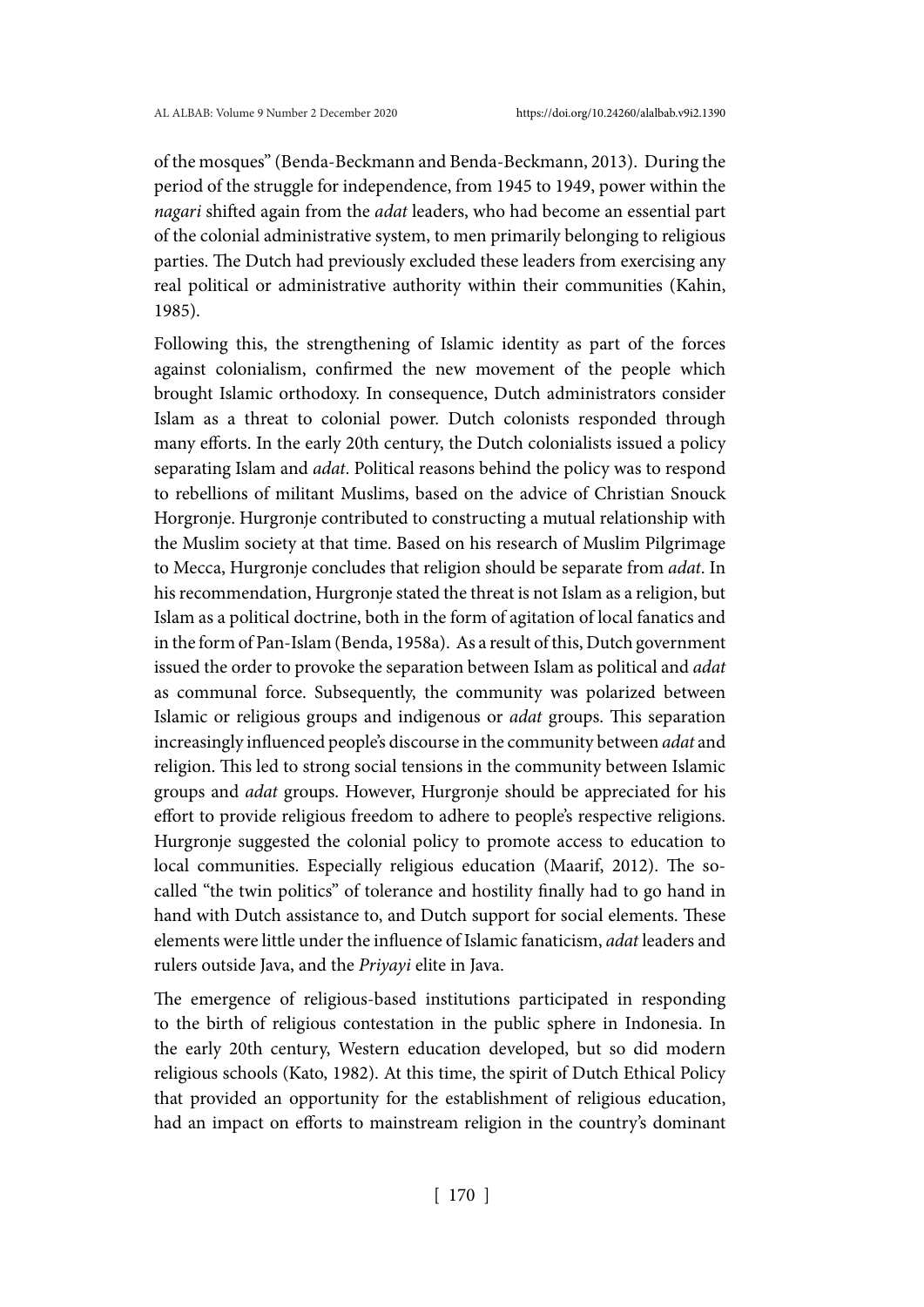of the mosques" (Benda-Beckmann and Benda-Beckmann, 2013). During the period of the struggle for independence, from 1945 to 1949, power within the *nagari* shifted again from the *adat* leaders, who had become an essential part of the colonial administrative system, to men primarily belonging to religious parties. The Dutch had previously excluded these leaders from exercising any real political or administrative authority within their communities (Kahin, 1985).

Following this, the strengthening of Islamic identity as part of the forces against colonialism, confirmed the new movement of the people which brought Islamic orthodoxy. In consequence, Dutch administrators consider Islam as a threat to colonial power. Dutch colonists responded through many efforts. In the early 20th century, the Dutch colonialists issued a policy separating Islam and *adat*. Political reasons behind the policy was to respond to rebellions of militant Muslims, based on the advice of Christian Snouck Horgronje. Hurgronje contributed to constructing a mutual relationship with the Muslim society at that time. Based on his research of Muslim Pilgrimage to Mecca, Hurgronje concludes that religion should be separate from *adat*. In his recommendation, Hurgronje stated the threat is not Islam as a religion, but Islam as a political doctrine, both in the form of agitation of local fanatics and in the form of Pan-Islam (Benda, 1958a). As a result of this, Dutch government issued the order to provoke the separation between Islam as political and *adat* as communal force. Subsequently, the community was polarized between Islamic or religious groups and indigenous or *adat* groups. This separation increasingly influenced people's discourse in the community between *adat* and religion. This led to strong social tensions in the community between Islamic groups and *adat* groups. However, Hurgronje should be appreciated for his effort to provide religious freedom to adhere to people's respective religions. Hurgronje suggested the colonial policy to promote access to education to local communities. Especially religious education (Maarif, 2012). The so-called "the twin politics" of tolerance and hostility finally had to go hand in hand with Dutch assistance to, and Dutch support for social elements. These elements were little under the influence of Islamic fanaticism, *adat* leaders and rulers outside Java, and the *Priyayi* elite in Java.

The emergence of religious-based institutions participated in responding to the birth of religious contestation in the public sphere in Indonesia. In the early 20th century, Western education developed, but so did modern religious schools (Kato, 1982). At this time, the spirit of Dutch Ethical Policy that provided an opportunity for the establishment of religious education, had an impact on efforts to mainstream religion in the country's dominant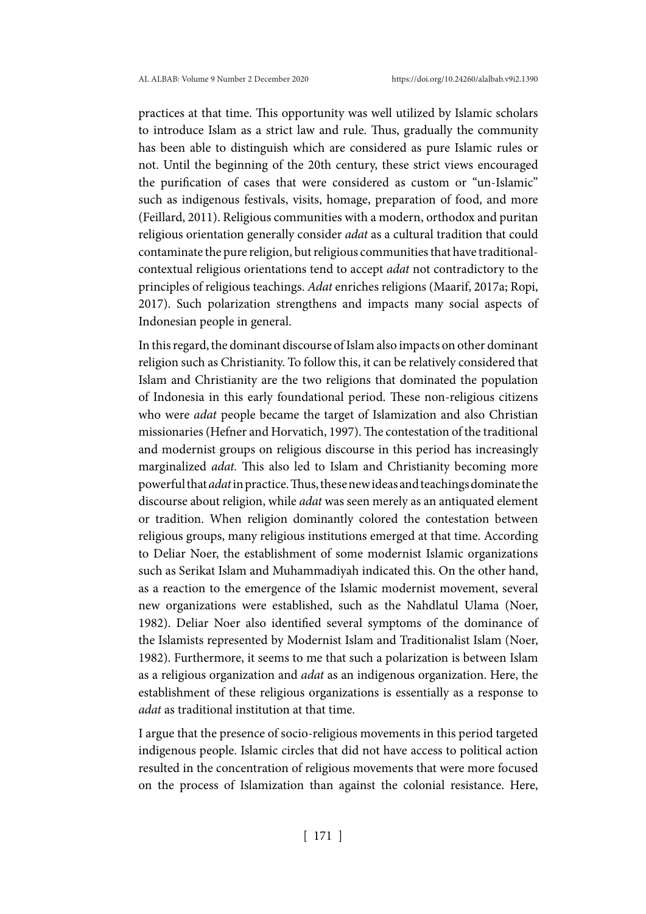practices at that time. This opportunity was well utilized by Islamic scholars to introduce Islam as a strict law and rule. Thus, gradually the community has been able to distinguish which are considered as pure Islamic rules or not. Until the beginning of the 20th century, these strict views encouraged the purification of cases that were considered as custom or "un-Islamic" such as indigenous festivals, visits, homage, preparation of food, and more (Feillard, 2011). Religious communities with a modern, orthodox and puritan religious orientation generally consider *adat* as a cultural tradition that could contaminate the pure religion, but religious communities that have traditional-contextual religious orientations tend to accept *adat* not contradictory to the principles of religious teachings. *Adat* enriches religions (Maarif, 2017a; Ropi, 2017). Such polarization strengthens and impacts many social aspects of Indonesian people in general.

In this regard, the dominant discourse of Islam also impacts on other dominant religion such as Christianity. To follow this, it can be relatively considered that Islam and Christianity are the two religions that dominated the population of Indonesia in this early foundational period. These non-religious citizens who were *adat* people became the target of Islamization and also Christian missionaries (Hefner and Horvatich, 1997). The contestation of the traditional and modernist groups on religious discourse in this period has increasingly marginalized *adat*. This also led to Islam and Christianity becoming more powerful that *adat* in practice. Thus, these new ideas and teachings dominate the discourse about religion, while *adat* was seen merely as an antiquated element or tradition. When religion dominantly colored the contestation between religious groups, many religious institutions emerged at that time. According to Deliar Noer, the establishment of some modernist Islamic organizations such as Serikat Islam and Muhammadiyah indicated this. On the other hand, as a reaction to the emergence of the Islamic modernist movement, several new organizations were established, such as the Nahdlatul Ulama (Noer, 1982). Deliar Noer also identified several symptoms of the dominance of the Islamists represented by Modernist Islam and Traditionalist Islam (Noer, 1982). Furthermore, it seems to me that such a polarization is between Islam as a religious organization and *adat* as an indigenous organization. Here, the establishment of these religious organizations is essentially as a response to *adat* as traditional institution at that time.

I argue that the presence of socio-religious movements in this period targeted indigenous people. Islamic circles that did not have access to political action resulted in the concentration of religious movements that were more focused on the process of Islamization than against the colonial resistance. Here,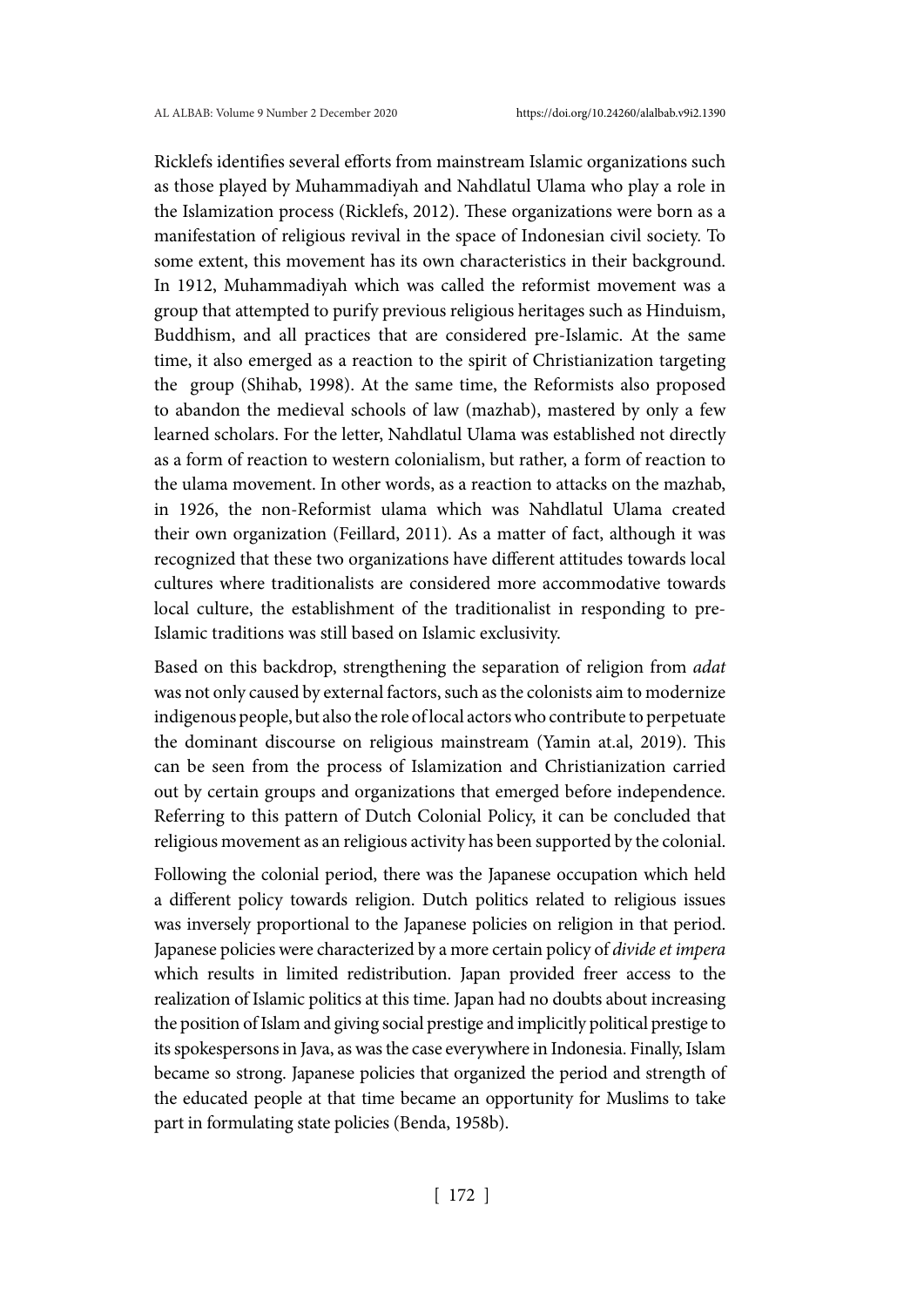Ricklefs identifies several efforts from mainstream Islamic organizations such as those played by Muhammadiyah and Nahdlatul Ulama who play a role in the Islamization process (Ricklefs, 2012). These organizations were born as a manifestation of religious revival in the space of Indonesian civil society. To some extent, this movement has its own characteristics in their background. In 1912, Muhammadiyah which was called the reformist movement was a group that attempted to purify previous religious heritages such as Hinduism, Buddhism, and all practices that are considered pre-Islamic. At the same time, it also emerged as a reaction to the spirit of Christianization targeting the group (Shihab, 1998). At the same time, the Reformists also proposed to abandon the medieval schools of law (mazhab), mastered by only a few learned scholars. For the letter, Nahdlatul Ulama was established not directly as a form of reaction to western colonialism, but rather, a form of reaction to the ulama movement. In other words, as a reaction to attacks on the mazhab, in 1926, the non-Reformist ulama which was Nahdlatul Ulama created their own organization (Feillard, 2011). As a matter of fact, although it was recognized that these two organizations have different attitudes towards local cultures where traditionalists are considered more accommodative towards local culture, the establishment of the traditionalist in responding to pre-Islamic traditions was still based on Islamic exclusivity.

Based on this backdrop, strengthening the separation of religion from *adat* was not only caused by external factors, such as the colonists aim to modernize indigenous people, but also the role of local actors who contribute to perpetuate the dominant discourse on religious mainstream (Yamin at.al, 2019). This can be seen from the process of Islamization and Christianization carried out by certain groups and organizations that emerged before independence. Referring to this pattern of Dutch Colonial Policy, it can be concluded that religious movement as an religious activity has been supported by the colonial.

Following the colonial period, there was the Japanese occupation which held a different policy towards religion. Dutch politics related to religious issues was inversely proportional to the Japanese policies on religion in that period. Japanese policies were characterized by a more certain policy of *divide et impera* which results in limited redistribution. Japan provided freer access to the realization of Islamic politics at this time. Japan had no doubts about increasing the position of Islam and giving social prestige and implicitly political prestige to its spokespersons in Java, as was the case everywhere in Indonesia. Finally, Islam became so strong. Japanese policies that organized the period and strength of the educated people at that time became an opportunity for Muslims to take part in formulating state policies (Benda, 1958b).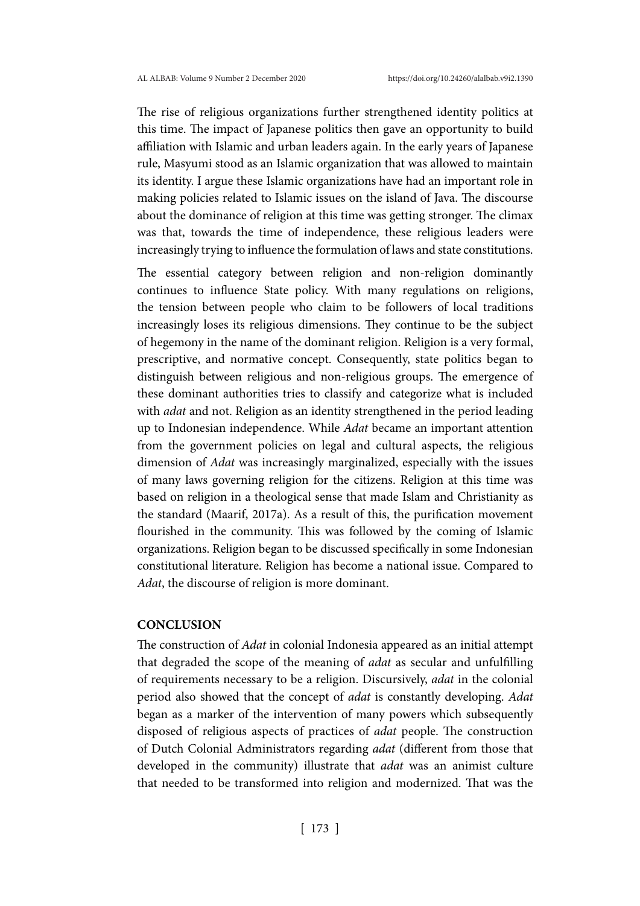The rise of religious organizations further strengthened identity politics at this time. The impact of Japanese politics then gave an opportunity to build affiliation with Islamic and urban leaders again. In the early years of Japanese rule, Masyumi stood as an Islamic organization that was allowed to maintain its identity. I argue these Islamic organizations have had an important role in making policies related to Islamic issues on the island of Java. The discourse about the dominance of religion at this time was getting stronger. The climax was that, towards the time of independence, these religious leaders were increasingly trying to influence the formulation of laws and state constitutions.

The essential category between religion and non-religion dominantly continues to influence State policy. With many regulations on religions, the tension between people who claim to be followers of local traditions increasingly loses its religious dimensions. They continue to be the subject of hegemony in the name of the dominant religion. Religion is a very formal, prescriptive, and normative concept. Consequently, state politics began to distinguish between religious and non-religious groups. The emergence of these dominant authorities tries to classify and categorize what is included with *adat* and not. Religion as an identity strengthened in the period leading up to Indonesian independence. While *Adat* became an important attention from the government policies on legal and cultural aspects, the religious dimension of *Adat* was increasingly marginalized, especially with the issues of many laws governing religion for the citizens. Religion at this time was based on religion in a theological sense that made Islam and Christianity as the standard (Maarif, 2017a). As a result of this, the purification movement flourished in the community. This was followed by the coming of Islamic organizations. Religion began to be discussed specifically in some Indonesian constitutional literature. Religion has become a national issue. Compared to *Adat*, the discourse of religion is more dominant.

## CONCLUSION

The construction of *Adat* in colonial Indonesia appeared as an initial attempt that degraded the scope of the meaning of *adat* as secular and unfulfilling of requirements necessary to be a religion. Discursively, *adat* in the colonial period also showed that the concept of *adat* is constantly developing. *Adat* began as a marker of the intervention of many powers which subsequently disposed of religious aspects of practices of *adat* people. The construction of Dutch Colonial Administrators regarding *adat* (different from those that developed in the community) illustrate that *adat* was an animist culture that needed to be transformed into religion and modernized. That was the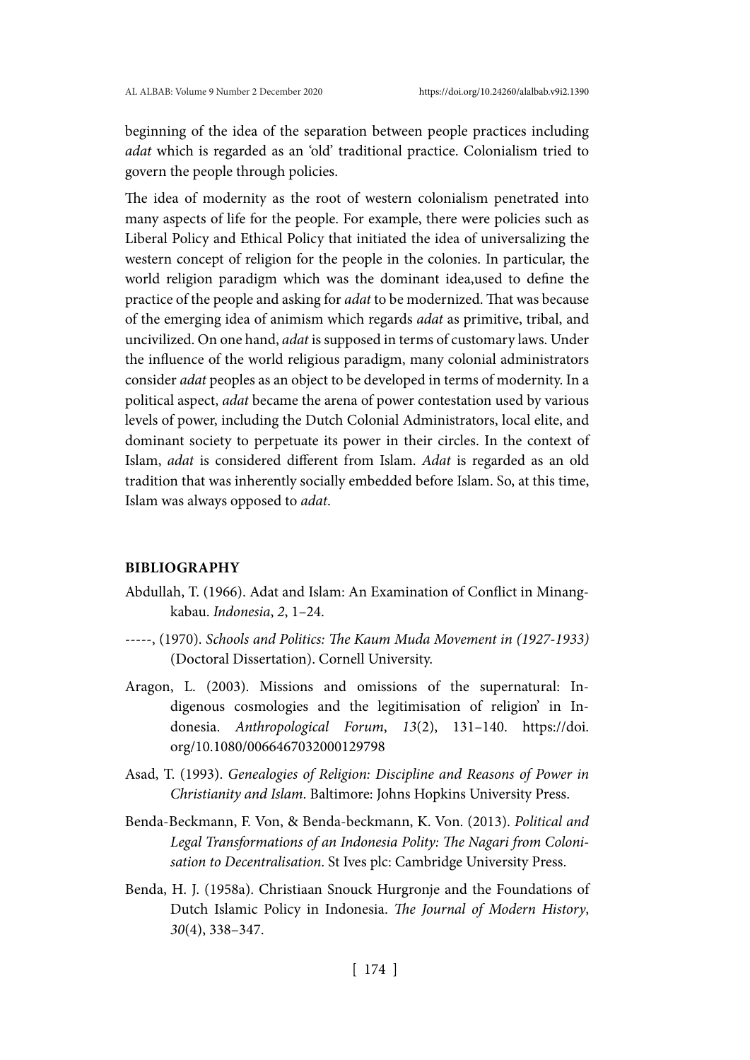beginning of the idea of the separation between people practices including *adat* which is regarded as an 'old' traditional practice. Colonialism tried to govern the people through policies.

The idea of modernity as the root of western colonialism penetrated into many aspects of life for the people. For example, there were policies such as Liberal Policy and Ethical Policy that initiated the idea of universalizing the western concept of religion for the people in the colonies. In particular, the world religion paradigm which was the dominant idea,used to define the practice of the people and asking for *adat* to be modernized. That was because of the emerging idea of animism which regards *adat* as primitive, tribal, and uncivilized. On one hand, *adat* is supposed in terms of customary laws. Under the influence of the world religious paradigm, many colonial administrators consider *adat* peoples as an object to be developed in terms of modernity. In a political aspect, *adat* became the arena of power contestation used by various levels of power, including the Dutch Colonial Administrators, local elite, and dominant society to perpetuate its power in their circles. In the context of Islam, *adat* is considered different from Islam. *Adat* is regarded as an old tradition that was inherently socially embedded before Islam. So, at this time, Islam was always opposed to *adat*.

## BIBLIOGRAPHY

Abdullah, T. (1966). Adat and Islam: An Examination of Conflict in Minangkabau. *Indonesia*, *2*, 1–24.

-----, (1970). *Schools and Politics: The Kaum Muda Movement in (1927-1933)* (Doctoral Dissertation). Cornell University.

Aragon, L. (2003). Missions and omissions of the supernatural: Indigenous cosmologies and the legitimisation of religion' in Indonesia. *Anthropological Forum*, *13*(2), 131–140. https://doi.org/10.1080/0066467032000129798

Asad, T. (1993). *Genealogies of Religion: Discipline and Reasons of Power in Christianity and Islam*. Baltimore: Johns Hopkins University Press.

Benda-Beckmann, F. Von, & Benda-beckmann, K. Von. (2013). *Political and Legal Transformations of an Indonesia Polity: The Nagari from Colonisation to Decentralisation*. St Ives plc: Cambridge University Press.

Benda, H. J. (1958a). Christiaan Snouck Hurgronje and the Foundations of Dutch Islamic Policy in Indonesia. *The Journal of Modern History*, *30*(4), 338–347.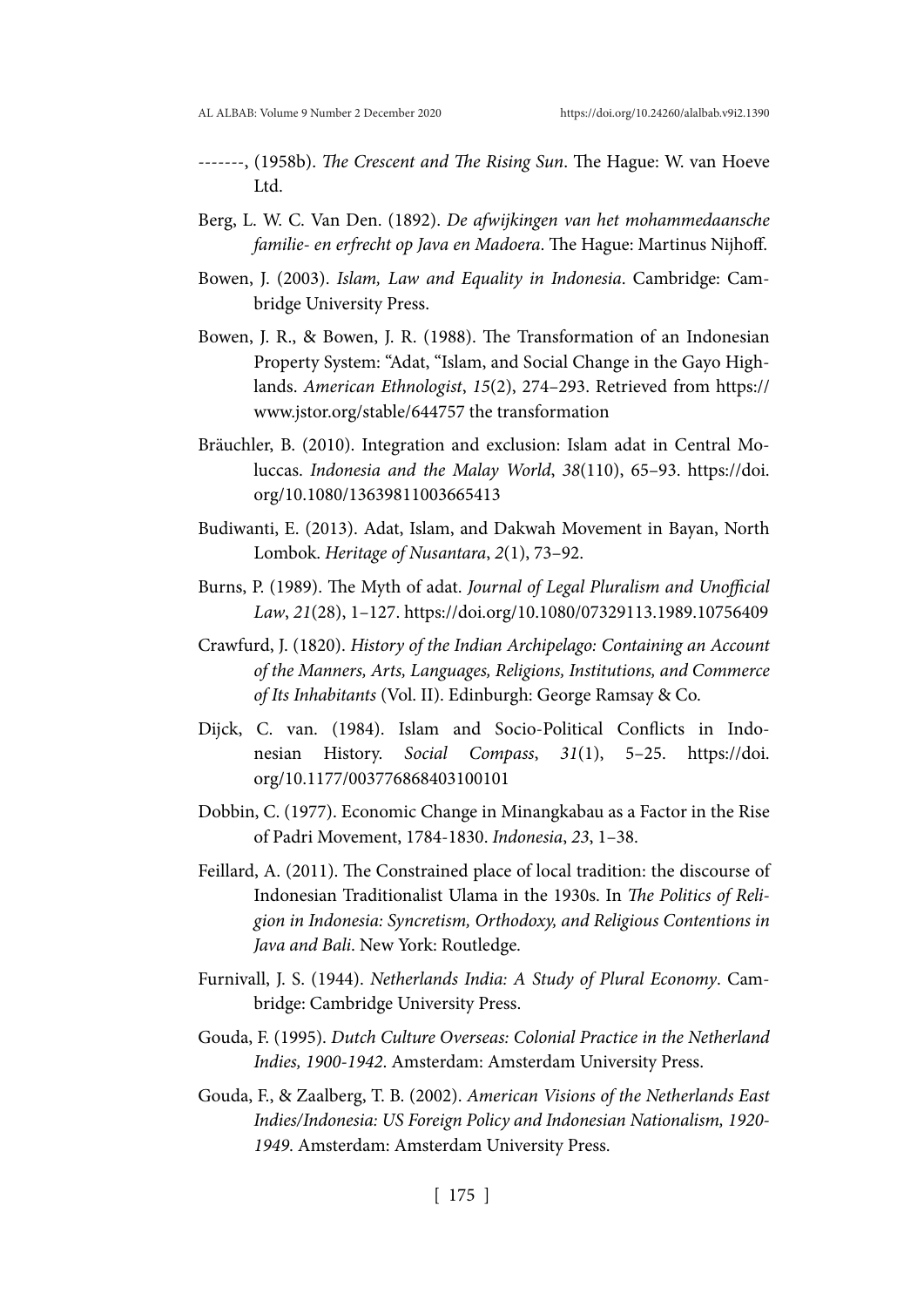-------, (1958b). *The Crescent and The Rising Sun*. The Hague: W. van Hoeve Ltd.

Berg, L. W. C. Van Den. (1892). *De afwijkingen van het mohammedaansche familie- en erfrecht op Java en Madoera*. The Hague: Martinus Nijhoff.

Bowen, J. (2003). *Islam, Law and Equality in Indonesia*. Cambridge: Cambridge University Press.

Bowen, J. R., & Bowen, J. R. (1988). The Transformation of an Indonesian Property System: "Adat, "Islam, and Social Change in the Gayo Highlands. *American Ethnologist*, *15*(2), 274–293. Retrieved from https://www.jstor.org/stable/644757 the transformation

Bräuchler, B. (2010). Integration and exclusion: Islam adat in Central Moluccas. *Indonesia and the Malay World*, *38*(110), 65–93. https://doi.org/10.1080/13639811003665413

Budiwanti, E. (2013). Adat, Islam, and Dakwah Movement in Bayan, North Lombok. *Heritage of Nusantara*, *2*(1), 73–92.

Burns, P. (1989). The Myth of adat. *Journal of Legal Pluralism and Unofficial Law*, *21*(28), 1–127. https://doi.org/10.1080/07329113.1989.10756409

Crawfurd, J. (1820). *History of the Indian Archipelago: Containing an Account of the Manners, Arts, Languages, Religions, Institutions, and Commerce of Its Inhabitants* (Vol. II). Edinburgh: George Ramsay & Co.

Dijck, C. van. (1984). Islam and Socio-Political Conflicts in Indonesian History. *Social Compass*, *31*(1), 5–25. https://doi.org/10.1177/003776868403100101

Dobbin, C. (1977). Economic Change in Minangkabau as a Factor in the Rise of Padri Movement, 1784-1830. *Indonesia*, *23*, 1–38.

Feillard, A. (2011). The Constrained place of local tradition: the discourse of Indonesian Traditionalist Ulama in the 1930s. In *The Politics of Religion in Indonesia: Syncretism, Orthodoxy, and Religious Contentions in Java and Bali*. New York: Routledge.

Furnivall, J. S. (1944). *Netherlands India: A Study of Plural Economy*. Cambridge: Cambridge University Press.

Gouda, F. (1995). *Dutch Culture Overseas: Colonial Practice in the Netherland Indies, 1900-1942*. Amsterdam: Amsterdam University Press.

Gouda, F., & Zaalberg, T. B. (2002). *American Visions of the Netherlands East Indies/Indonesia: US Foreign Policy and Indonesian Nationalism, 1920-1949*. Amsterdam: Amsterdam University Press.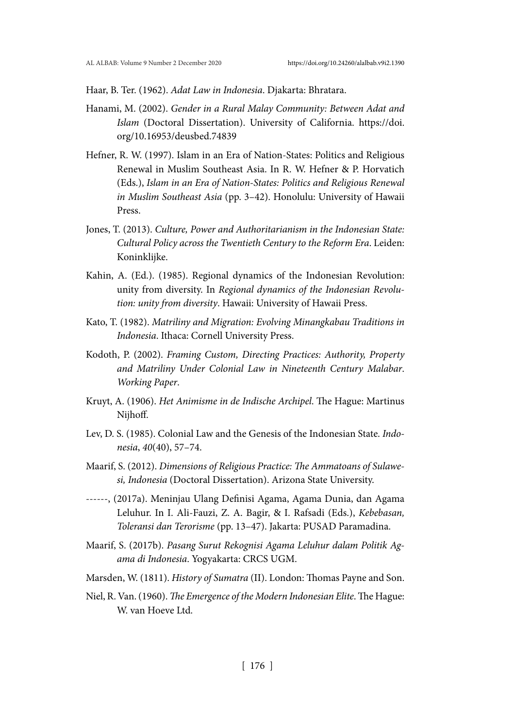Haar, B. Ter. (1962). *Adat Law in Indonesia*. Djakarta: Bhratara.

Hanami, M. (2002). *Gender in a Rural Malay Community: Between Adat and Islam* (Doctoral Dissertation). University of California. https://doi.org/10.16953/deusbed.74839

Hefner, R. W. (1997). Islam in an Era of Nation-States: Politics and Religious Renewal in Muslim Southeast Asia. In R. W. Hefner & P. Horvatich (Eds.), *Islam in an Era of Nation-States: Politics and Religious Renewal in Muslim Southeast Asia* (pp. 3–42). Honolulu: University of Hawaii Press.

Jones, T. (2013). *Culture, Power and Authoritarianism in the Indonesian State: Cultural Policy across the Twentieth Century to the Reform Era*. Leiden: Koninklijke.

Kahin, A. (Ed.). (1985). Regional dynamics of the Indonesian Revolution: unity from diversity. In *Regional dynamics of the Indonesian Revolution: unity from diversity*. Hawaii: University of Hawaii Press.

Kato, T. (1982). *Matriliny and Migration: Evolving Minangkabau Traditions in Indonesia*. Ithaca: Cornell University Press.

Kodoth, P. (2002). *Framing Custom, Directing Practices: Authority, Property and Matriliny Under Colonial Law in Nineteenth Century Malabar*. *Working Paper*.

Kruyt, A. (1906). *Het Animisme in de Indische Archipel*. The Hague: Martinus Nijhoff.

Lev, D. S. (1985). Colonial Law and the Genesis of the Indonesian State. *Indonesia*, *40*(40), 57–74.

Maarif, S. (2012). *Dimensions of Religious Practice: The Ammatoans of Sulawesi, Indonesia* (Doctoral Dissertation). Arizona State University.

------, (2017a). Meninjau Ulang Definisi Agama, Agama Dunia, dan Agama Leluhur. In I. Ali-Fauzi, Z. A. Bagir, & I. Rafsadi (Eds.), *Kebebasan, Toleransi dan Terorisme* (pp. 13–47). Jakarta: PUSAD Paramadina.

Maarif, S. (2017b). *Pasang Surut Rekognisi Agama Leluhur dalam Politik Agama di Indonesia*. Yogyakarta: CRCS UGM.

Marsden, W. (1811). *History of Sumatra* (II). London: Thomas Payne and Son.

Niel, R. Van. (1960). *The Emergence of the Modern Indonesian Elite*. The Hague: W. van Hoeve Ltd.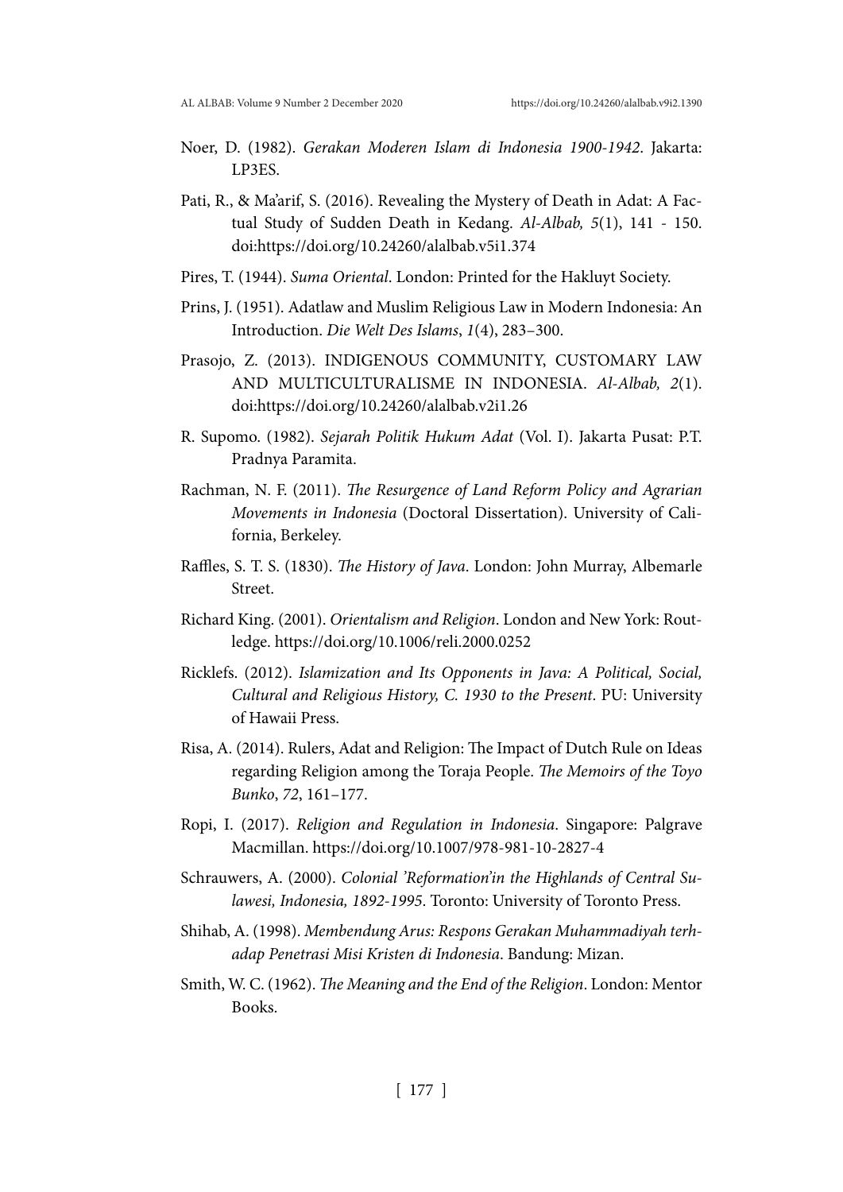Noer, D. (1982). *Gerakan Moderen Islam di Indonesia 1900-1942*. Jakarta: LP3ES.

Pati, R., & Ma'arif, S. (2016). Revealing the Mystery of Death in Adat: A Factual Study of Sudden Death in Kedang. *Al-Albab, 5*(1), 141 - 150. doi:https://doi.org/10.24260/alalbab.v5i1.374

Pires, T. (1944). *Suma Oriental*. London: Printed for the Hakluyt Society.

Prins, J. (1951). Adatlaw and Muslim Religious Law in Modern Indonesia: An Introduction. *Die Welt Des Islams*, *1*(4), 283–300.

Prasojo, Z. (2013). INDIGENOUS COMMUNITY, CUSTOMARY LAW AND MULTICULTURALISME IN INDONESIA. *Al-Albab, 2*(1). doi:https://doi.org/10.24260/alalbab.v2i1.26

R. Supomo. (1982). *Sejarah Politik Hukum Adat* (Vol. I). Jakarta Pusat: P.T. Pradnya Paramita.

Rachman, N. F. (2011). *The Resurgence of Land Reform Policy and Agrarian Movements in Indonesia* (Doctoral Dissertation). University of California, Berkeley.

Raffles, S. T. S. (1830). *The History of Java*. London: John Murray, Albemarle Street.

Richard King. (2001). *Orientalism and Religion*. London and New York: Routledge. https://doi.org/10.1006/reli.2000.0252

Ricklefs. (2012). *Islamization and Its Opponents in Java: A Political, Social, Cultural and Religious History, C. 1930 to the Present*. PU: University of Hawaii Press.

Risa, A. (2014). Rulers, Adat and Religion: The Impact of Dutch Rule on Ideas regarding Religion among the Toraja People. *The Memoirs of the Toyo Bunko*, *72*, 161–177.

Ropi, I. (2017). *Religion and Regulation in Indonesia*. Singapore: Palgrave Macmillan. https://doi.org/10.1007/978-981-10-2827-4

Schrauwers, A. (2000). *Colonial 'Reformation'in the Highlands of Central Sulawesi, Indonesia, 1892-1995*. Toronto: University of Toronto Press.

Shihab, A. (1998). *Membendung Arus: Respons Gerakan Muhammadiyah terhadap Penetrasi Misi Kristen di Indonesia*. Bandung: Mizan.

Smith, W. C. (1962). *The Meaning and the End of the Religion*. London: Mentor Books.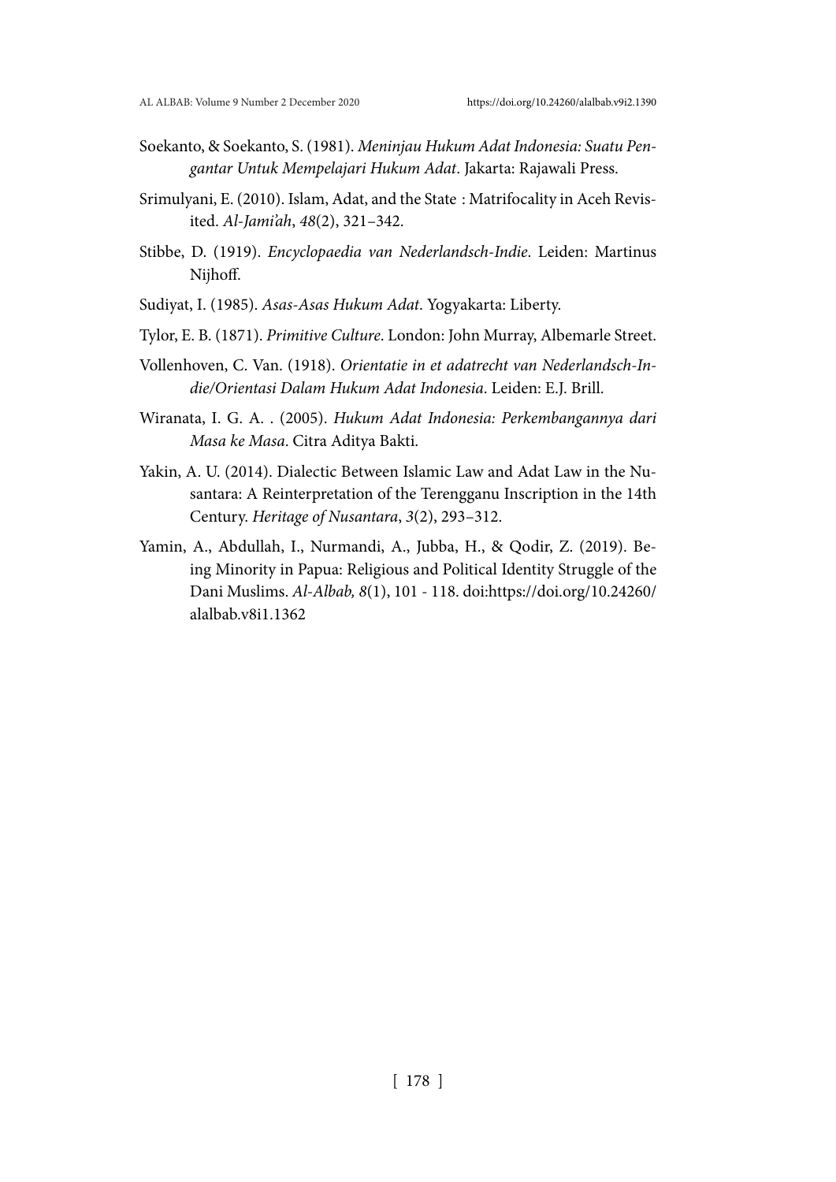Soekanto, & Soekanto, S. (1981). *Meninjau Hukum Adat Indonesia: Suatu Pengantar Untuk Mempelajari Hukum Adat*. Jakarta: Rajawali Press.

Srimulyani, E. (2010). Islam, Adat, and the State : Matrifocality in Aceh Revisited. *Al-Jami'ah*, *48*(2), 321–342.

Stibbe, D. (1919). *Encyclopaedia van Nederlandsch-Indie*. Leiden: Martinus Nijhoff.

Sudiyat, I. (1985). *Asas-Asas Hukum Adat*. Yogyakarta: Liberty.

Tylor, E. B. (1871). *Primitive Culture*. London: John Murray, Albemarle Street.

Vollenhoven, C. Van. (1918). *Orientatie in et adatrecht van Nederlandsch-Indie/Orientasi Dalam Hukum Adat Indonesia*. Leiden: E.J. Brill.

Wiranata, I. G. A. . (2005). *Hukum Adat Indonesia: Perkembangannya dari Masa ke Masa*. Citra Aditya Bakti.

Yakin, A. U. (2014). Dialectic Between Islamic Law and Adat Law in the Nusantara: A Reinterpretation of the Terengganu Inscription in the 14th Century. *Heritage of Nusantara*, *3*(2), 293–312.

Yamin, A., Abdullah, I., Nurmandi, A., Jubba, H., & Qodir, Z. (2019). Being Minority in Papua: Religious and Political Identity Struggle of the Dani Muslims. *Al-Albab, 8*(1), 101 - 118. doi:https://doi.org/10.24260/alalbab.v8i1.1362